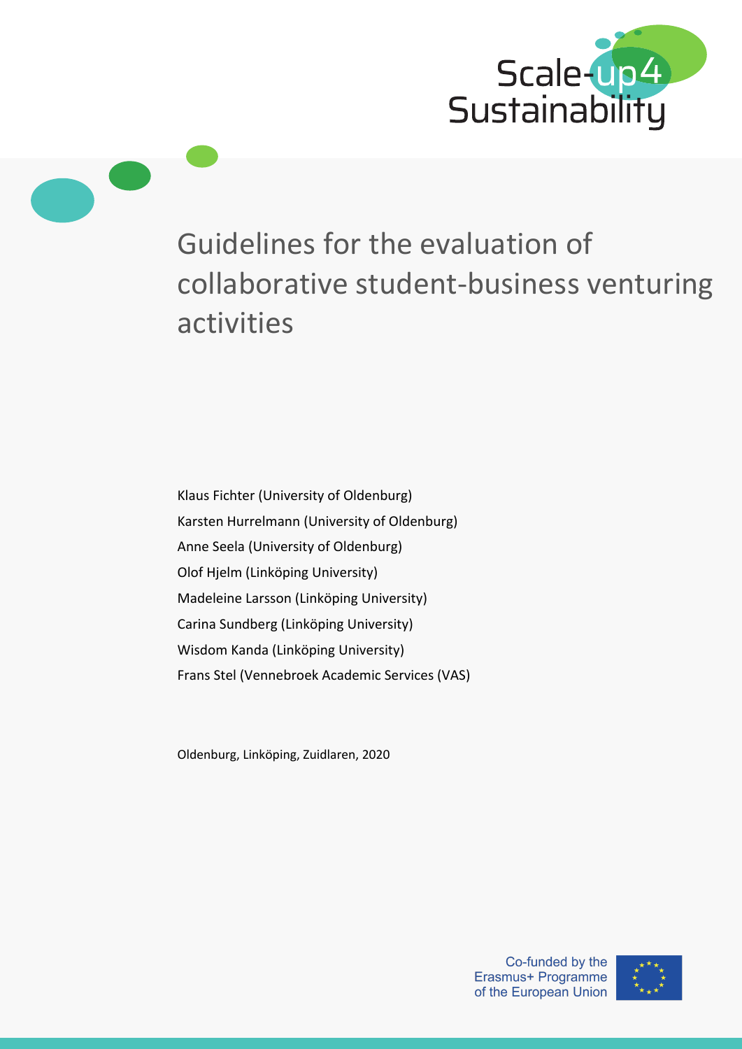Scale-up4 Sustainability

# Guidelines for the evaluation of collaborative student-business venturing activities

Klaus Fichter (University of Oldenburg)

Karsten Hurrelmann (University of Oldenburg)

Anne Seela (University of Oldenburg)

Olof Hjelm (Linköping University)

Madeleine Larsson (Linköping University)

Carina Sundberg (Linköping University)

Wisdom Kanda (Linköping University)

Frans Stel (Vennebroek Academic Services (VAS)

Oldenburg, Linköping, Zuidlaren, 2020

Co-funded by the Erasmus+ Programme of the European Union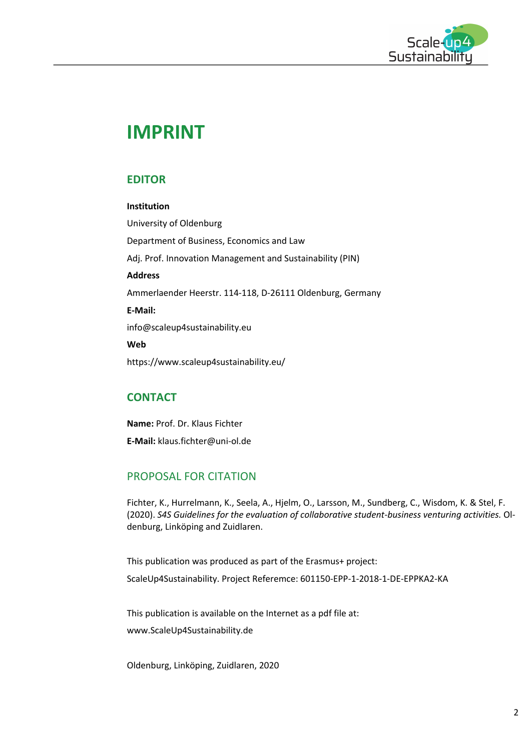# IMPRINT

## EDITOR

**Institution**

University of Oldenburg

Department of Business, Economics and Law

Adj. Prof. Innovation Management and Sustainability (PIN)

**Address**

Ammerlaender Heerstr. 114-118, D-26111 Oldenburg, Germany

**E-Mail:**

info@scaleup4sustainability.eu

**Web**

https://www.scaleup4sustainability.eu/

## CONTACT

**Name:** Prof. Dr. Klaus Fichter

**E-Mail:** klaus.fichter@uni-ol.de

## PROPOSAL FOR CITATION

Fichter, K., Hurrelmann, K., Seela, A., Hjelm, O., Larsson, M., Sundberg, C., Wisdom, K. & Stel, F. (2020). *S4S Guidelines for the evaluation of collaborative student-business venturing activities.* Oldenburg, Linköping and Zuidlaren.

This publication was produced as part of the Erasmus+ project:

ScaleUp4Sustainability. Project Referemce: 601150-EPP-1-2018-1-DE-EPPKA2-KA

This publication is available on the Internet as a pdf file at:

www.ScaleUp4Sustainability.de

Oldenburg, Linköping, Zuidlaren, 2020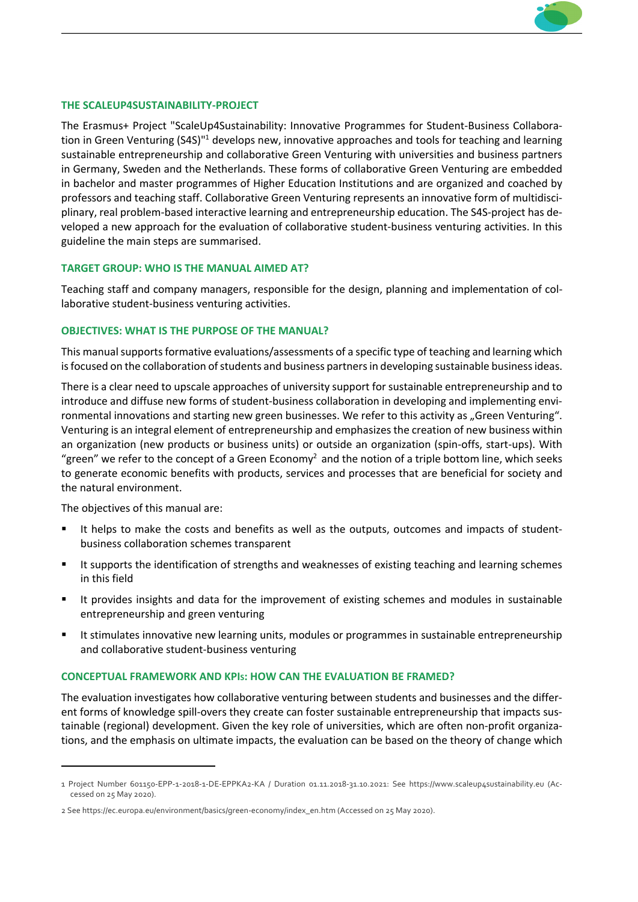## THE SCALEUP4SUSTAINABILITY-PROJECT

The Erasmus+ Project "ScaleUp4Sustainability: Innovative Programmes for Student-Business Collaboration in Green Venturing (S4S)"[1] develops new, innovative approaches and tools for teaching and learning sustainable entrepreneurship and collaborative Green Venturing with universities and business partners in Germany, Sweden and the Netherlands. These forms of collaborative Green Venturing are embedded in bachelor and master programmes of Higher Education Institutions and are organized and coached by professors and teaching staff. Collaborative Green Venturing represents an innovative form of multidisciplinary, real problem-based interactive learning and entrepreneurship education. The S4S-project has developed a new approach for the evaluation of collaborative student-business venturing activities. In this guideline the main steps are summarised.

## TARGET GROUP: WHO IS THE MANUAL AIMED AT?

Teaching staff and company managers, responsible for the design, planning and implementation of collaborative student-business venturing activities.

## OBJECTIVES: WHAT IS THE PURPOSE OF THE MANUAL?

This manual supports formative evaluations/assessments of a specific type of teaching and learning which is focused on the collaboration of students and business partners in developing sustainable business ideas.

There is a clear need to upscale approaches of university support for sustainable entrepreneurship and to introduce and diffuse new forms of student-business collaboration in developing and implementing environmental innovations and starting new green businesses. We refer to this activity as „Green Venturing". Venturing is an integral element of entrepreneurship and emphasizes the creation of new business within an organization (new products or business units) or outside an organization (spin-offs, start-ups). With "green" we refer to the concept of a Green Economy[2] and the notion of a triple bottom line, which seeks to generate economic benefits with products, services and processes that are beneficial for society and the natural environment.

The objectives of this manual are:

- It helps to make the costs and benefits as well as the outputs, outcomes and impacts of student-business collaboration schemes transparent
- It supports the identification of strengths and weaknesses of existing teaching and learning schemes in this field
- It provides insights and data for the improvement of existing schemes and modules in sustainable entrepreneurship and green venturing
- It stimulates innovative new learning units, modules or programmes in sustainable entrepreneurship and collaborative student-business venturing

## CONCEPTUAL FRAMEWORK AND KPIs: HOW CAN THE EVALUATION BE FRAMED?

The evaluation investigates how collaborative venturing between students and businesses and the different forms of knowledge spill-overs they create can foster sustainable entrepreneurship that impacts sustainable (regional) development. Given the key role of universities, which are often non-profit organizations, and the emphasis on ultimate impacts, the evaluation can be based on the theory of change which

---

1 Project Number 601150-EPP-1-2018-1-DE-EPPKA2-KA / Duration 01.11.2018-31.10.2021: See https://www.scaleup4sustainability.eu (Accessed on 25 May 2020).

2 See https://ec.europa.eu/environment/basics/green-economy/index_en.htm (Accessed on 25 May 2020).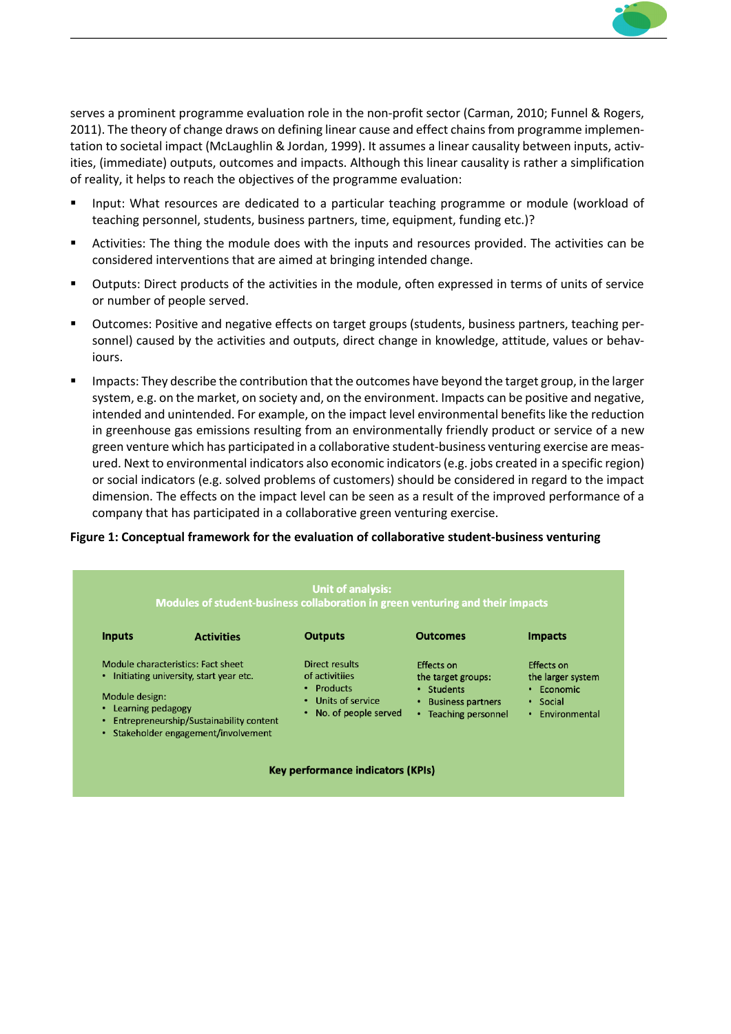serves a prominent programme evaluation role in the non-profit sector (Carman, 2010; Funnel & Rogers, 2011). The theory of change draws on defining linear cause and effect chains from programme implementation to societal impact (McLaughlin & Jordan, 1999). It assumes a linear causality between inputs, activities, (immediate) outputs, outcomes and impacts. Although this linear causality is rather a simplification of reality, it helps to reach the objectives of the programme evaluation:

- Input: What resources are dedicated to a particular teaching programme or module (workload of teaching personnel, students, business partners, time, equipment, funding etc.)?
- Activities: The thing the module does with the inputs and resources provided. The activities can be considered interventions that are aimed at bringing intended change.
- Outputs: Direct products of the activities in the module, often expressed in terms of units of service or number of people served.
- Outcomes: Positive and negative effects on target groups (students, business partners, teaching personnel) caused by the activities and outputs, direct change in knowledge, attitude, values or behaviours.
- Impacts: They describe the contribution that the outcomes have beyond the target group, in the larger system, e.g. on the market, on society and, on the environment. Impacts can be positive and negative, intended and unintended. For example, on the impact level environmental benefits like the reduction in greenhouse gas emissions resulting from an environmentally friendly product or service of a new green venture which has participated in a collaborative student-business venturing exercise are measured. Next to environmental indicators also economic indicators (e.g. jobs created in a specific region) or social indicators (e.g. solved problems of customers) should be considered in regard to the impact dimension. The effects on the impact level can be seen as a result of the improved performance of a company that has participated in a collaborative green venturing exercise.

**Figure 1: Conceptual framework for the evaluation of collaborative student-business venturing**

**Unit of analysis: Modules of student-business collaboration in green venturing and their impacts**

| Inputs / Activities | Outputs | Outcomes | Impacts |
|---|---|---|---|
| Module characteristics: Fact sheet<br>• Initiating university, start year etc.<br><br>Module design:<br>• Learning pedagogy<br>• Entrepreneurship/Sustainability content<br>• Stakeholder engagement/involvement | Direct results of activitiies<br>• Products<br>• Units of service<br>• No. of people served | Effects on the target groups:<br>• Students<br>• Business partners<br>• Teaching personnel | Effects on the larger system<br>• Economic<br>• Social<br>• Environmental |

**Key performance indicators (KPIs)**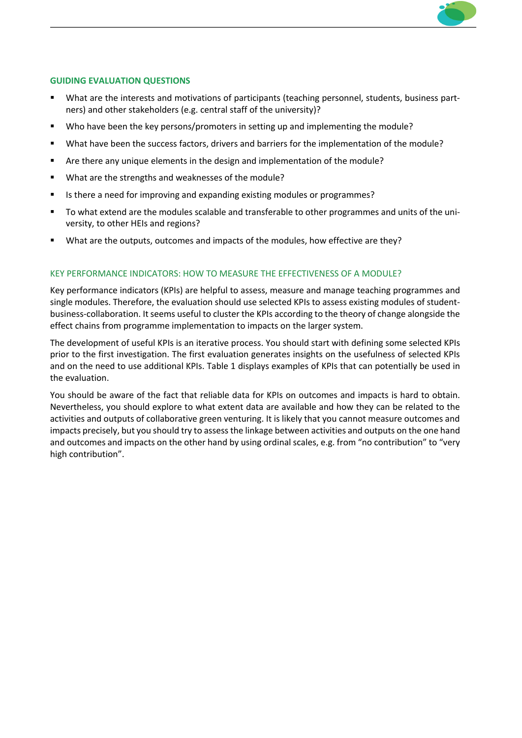### GUIDING EVALUATION QUESTIONS

- What are the interests and motivations of participants (teaching personnel, students, business partners) and other stakeholders (e.g. central staff of the university)?
- Who have been the key persons/promoters in setting up and implementing the module?
- What have been the success factors, drivers and barriers for the implementation of the module?
- Are there any unique elements in the design and implementation of the module?
- What are the strengths and weaknesses of the module?
- Is there a need for improving and expanding existing modules or programmes?
- To what extend are the modules scalable and transferable to other programmes and units of the university, to other HEIs and regions?
- What are the outputs, outcomes and impacts of the modules, how effective are they?

### KEY PERFORMANCE INDICATORS: HOW TO MEASURE THE EFFECTIVENESS OF A MODULE?

Key performance indicators (KPIs) are helpful to assess, measure and manage teaching programmes and single modules. Therefore, the evaluation should use selected KPIs to assess existing modules of student-business-collaboration. It seems useful to cluster the KPIs according to the theory of change alongside the effect chains from programme implementation to impacts on the larger system.

The development of useful KPIs is an iterative process. You should start with defining some selected KPIs prior to the first investigation. The first evaluation generates insights on the usefulness of selected KPIs and on the need to use additional KPIs. Table 1 displays examples of KPIs that can potentially be used in the evaluation.

You should be aware of the fact that reliable data for KPIs on outcomes and impacts is hard to obtain. Nevertheless, you should explore to what extent data are available and how they can be related to the activities and outputs of collaborative green venturing. It is likely that you cannot measure outcomes and impacts precisely, but you should try to assess the linkage between activities and outputs on the one hand and outcomes and impacts on the other hand by using ordinal scales, e.g. from "no contribution" to "very high contribution".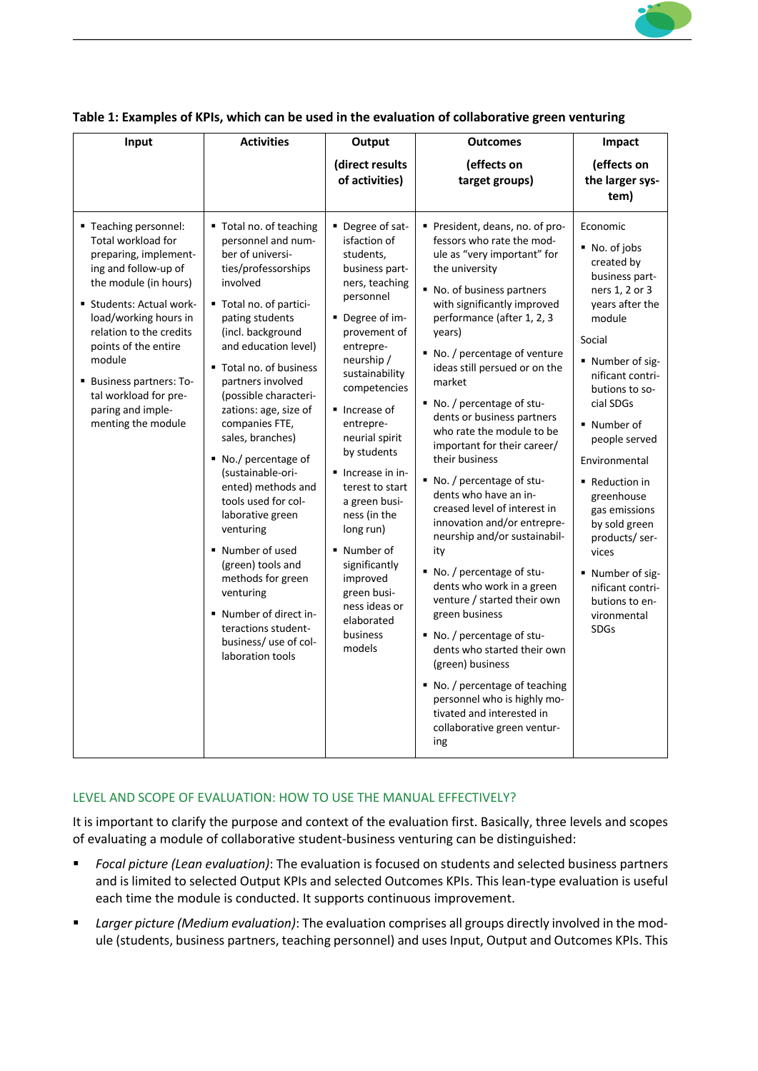**Table 1: Examples of KPIs, which can be used in the evaluation of collaborative green venturing**

| Input | Activities | Output (direct results of activities) | Outcomes (effects on target groups) | Impact (effects on the larger system) |
|---|---|---|---|---|
| ▪ Teaching personnel: Total workload for preparing, implementing and follow-up of the module (in hours)<br>▪ Students: Actual workload/working hours in relation to the credits points of the entire module<br>▪ Business partners: Total workload for preparing and implementing the module | ▪ Total no. of teaching personnel and number of universities/professorships involved<br>▪ Total no. of participating students (incl. background and education level)<br>▪ Total no. of business partners involved (possible characterizations: age, size of companies FTE, sales, branches)<br>▪ No./ percentage of (sustainable-oriented) methods and tools used for collaborative green venturing<br>▪ Number of used (green) tools and methods for green venturing<br>▪ Number of direct interactions student-business/ use of collaboration tools | ▪ Degree of satisfaction of students, business partners, teaching personnel<br>▪ Degree of improvement of entrepreneurship / sustainability competencies<br>▪ Increase of entrepreneurial spirit by students<br>▪ Increase in interest to start a green business (in the long run)<br>▪ Number of significantly improved green business ideas or elaborated business models | ▪ President, deans, no. of professors who rate the module as "very important" for the university<br>▪ No. of business partners with significantly improved performance (after 1, 2, 3 years)<br>▪ No. / percentage of venture ideas still persued or on the market<br>▪ No. / percentage of students or business partners who rate the module to be important for their career/ their business<br>▪ No. / percentage of students who have an increased level of interest in innovation and/or entrepreneurship and/or sustainability<br>▪ No. / percentage of students who work in a green venture / started their own green business<br>▪ No. / percentage of students who started their own (green) business<br>▪ No. / percentage of teaching personnel who is highly motivated and interested in collaborative green venturing | Economic<br>▪ No. of jobs created by business partners 1, 2 or 3 years after the module<br>Social<br>▪ Number of significant contributions to social SDGs<br>▪ Number of people served<br>Environmental<br>▪ Reduction in greenhouse gas emissions by sold green products/ services<br>▪ Number of significant contributions to environmental SDGs |

## LEVEL AND SCOPE OF EVALUATION: HOW TO USE THE MANUAL EFFECTIVELY?

It is important to clarify the purpose and context of the evaluation first. Basically, three levels and scopes of evaluating a module of collaborative student-business venturing can be distinguished:

- *Focal picture (Lean evaluation)*: The evaluation is focused on students and selected business partners and is limited to selected Output KPIs and selected Outcomes KPIs. This lean-type evaluation is useful each time the module is conducted. It supports continuous improvement.
- *Larger picture (Medium evaluation)*: The evaluation comprises all groups directly involved in the module (students, business partners, teaching personnel) and uses Input, Output and Outcomes KPIs. This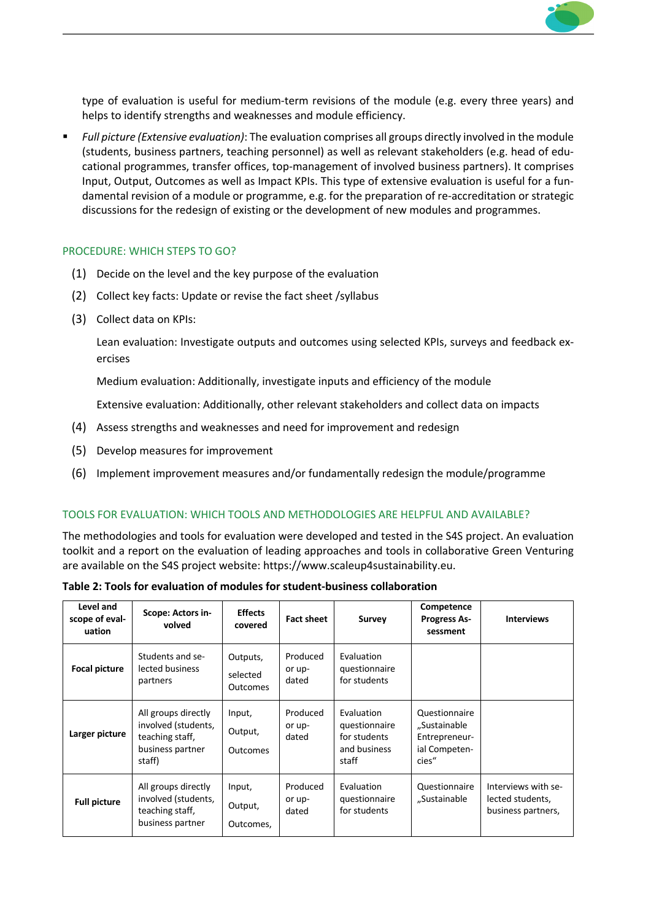type of evaluation is useful for medium-term revisions of the module (e.g. every three years) and helps to identify strengths and weaknesses and module efficiency.

- *Full picture (Extensive evaluation)*: The evaluation comprises all groups directly involved in the module (students, business partners, teaching personnel) as well as relevant stakeholders (e.g. head of educational programmes, transfer offices, top-management of involved business partners). It comprises Input, Output, Outcomes as well as Impact KPIs. This type of extensive evaluation is useful for a fundamental revision of a module or programme, e.g. for the preparation of re-accreditation or strategic discussions for the redesign of existing or the development of new modules and programmes.

## PROCEDURE: WHICH STEPS TO GO?

(1) Decide on the level and the key purpose of the evaluation

(2) Collect key facts: Update or revise the fact sheet /syllabus

(3) Collect data on KPIs:

  Lean evaluation: Investigate outputs and outcomes using selected KPIs, surveys and feedback exercises

  Medium evaluation: Additionally, investigate inputs and efficiency of the module

  Extensive evaluation: Additionally, other relevant stakeholders and collect data on impacts

(4) Assess strengths and weaknesses and need for improvement and redesign

(5) Develop measures for improvement

(6) Implement improvement measures and/or fundamentally redesign the module/programme

## TOOLS FOR EVALUATION: WHICH TOOLS AND METHODOLOGIES ARE HELPFUL AND AVAILABLE?

The methodologies and tools for evaluation were developed and tested in the S4S project. An evaluation toolkit and a report on the evaluation of leading approaches and tools in collaborative Green Venturing are available on the S4S project website: https://www.scaleup4sustainability.eu.

**Table 2: Tools for evaluation of modules for student-business collaboration**

| Level and scope of evaluation | Scope: Actors involved | Effects covered | Fact sheet | Survey | Competence Progress Assessment | Interviews |
|---|---|---|---|---|---|---|
| **Focal picture** | Students and selected business partners | Outputs, selected Outcomes | Produced or updated | Evaluation questionnaire for students | | |
| **Larger picture** | All groups directly involved (students, teaching staff, business partner staff) | Input, Output, Outcomes | Produced or updated | Evaluation questionnaire for students and business staff | Questionnaire „Sustainable Entrepreneurial Competencies“ | |
| **Full picture** | All groups directly involved (students, teaching staff, business partner | Input, Output, Outcomes, | Produced or updated | Evaluation questionnaire for students | Questionnaire „Sustainable | Interviews with selected students, business partners, |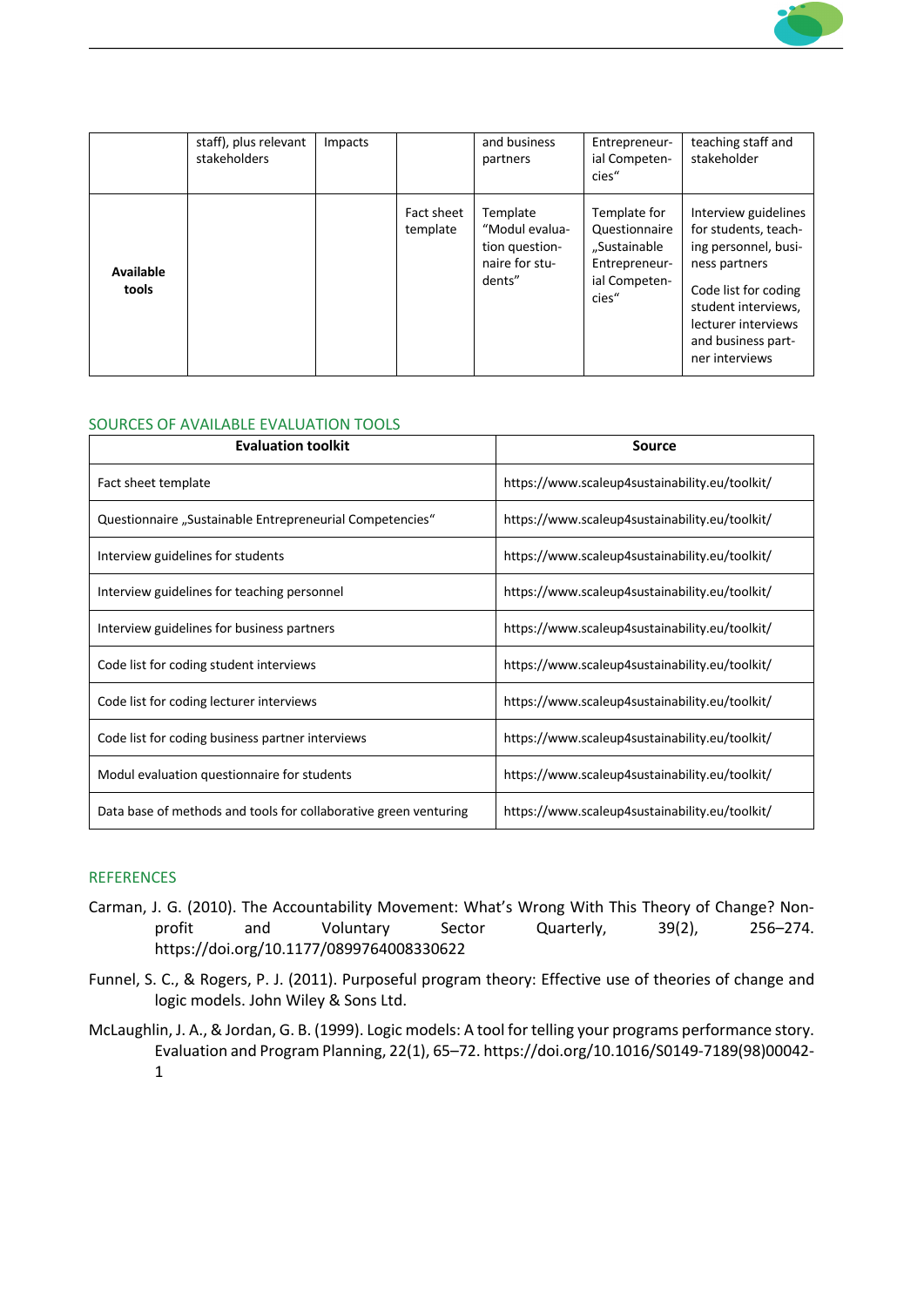| | | | | | | |
|---|---|---|---|---|---|---|
| | staff), plus relevant stakeholders | Impacts | | and business partners | Entrepreneurial Competencies" | teaching staff and stakeholder |
| **Available tools** | | | Fact sheet template | Template "Modul evaluation questionnaire for students" | Template for Questionnaire „Sustainable Entrepreneurial Competencies" | Interview guidelines for students, teaching personnel, business partners<br>Code list for coding student interviews, lecturer interviews and business partner interviews |

## SOURCES OF AVAILABLE EVALUATION TOOLS

| Evaluation toolkit | Source |
|---|---|
| Fact sheet template | https://www.scaleup4sustainability.eu/toolkit/ |
| Questionnaire „Sustainable Entrepreneurial Competencies" | https://www.scaleup4sustainability.eu/toolkit/ |
| Interview guidelines for students | https://www.scaleup4sustainability.eu/toolkit/ |
| Interview guidelines for teaching personnel | https://www.scaleup4sustainability.eu/toolkit/ |
| Interview guidelines for business partners | https://www.scaleup4sustainability.eu/toolkit/ |
| Code list for coding student interviews | https://www.scaleup4sustainability.eu/toolkit/ |
| Code list for coding lecturer interviews | https://www.scaleup4sustainability.eu/toolkit/ |
| Code list for coding business partner interviews | https://www.scaleup4sustainability.eu/toolkit/ |
| Modul evaluation questionnaire for students | https://www.scaleup4sustainability.eu/toolkit/ |
| Data base of methods and tools for collaborative green venturing | https://www.scaleup4sustainability.eu/toolkit/ |

## REFERENCES

Carman, J. G. (2010). The Accountability Movement: What's Wrong With This Theory of Change? Nonprofit and Voluntary Sector Quarterly, 39(2), 256–274. https://doi.org/10.1177/0899764008330622

Funnel, S. C., & Rogers, P. J. (2011). Purposeful program theory: Effective use of theories of change and logic models. John Wiley & Sons Ltd.

McLaughlin, J. A., & Jordan, G. B. (1999). Logic models: A tool for telling your programs performance story. Evaluation and Program Planning, 22(1), 65–72. https://doi.org/10.1016/S0149-7189(98)00042-1